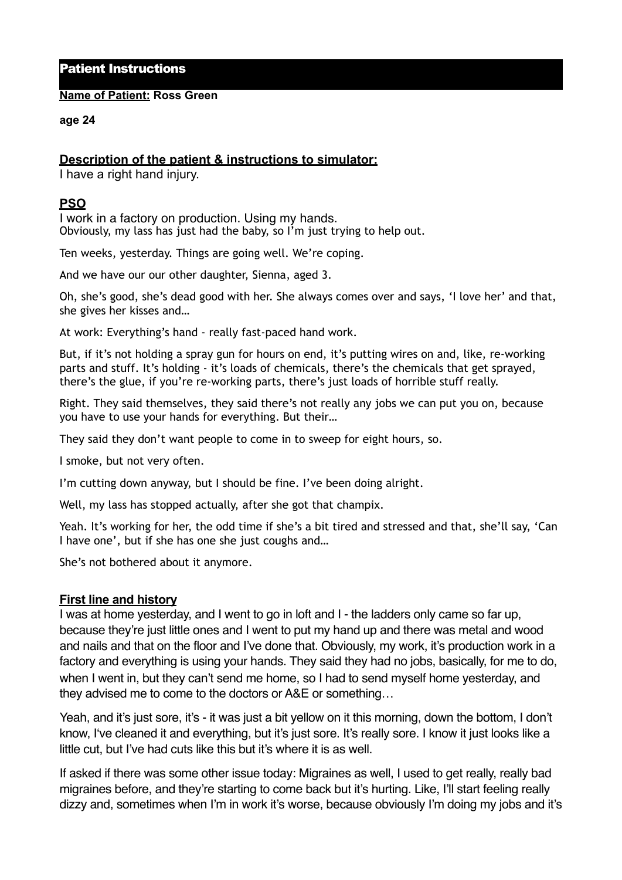## Patient Instructions

**Name of Patient: Ross Green**

**age 24**

**Description of the patient & instructions to simulator:**

I have a right hand injury.

**PSO**

I work in a factory on production. Using my hands.
Obviously, my lass has just had the baby, so I'm just trying to help out.

Ten weeks, yesterday. Things are going well. We're coping.

And we have our our other daughter, Sienna, aged 3.

Oh, she's good, she's dead good with her. She always comes over and says, 'I love her' and that, she gives her kisses and…

At work: Everything's hand - really fast-paced hand work.

But, if it's not holding a spray gun for hours on end, it's putting wires on and, like, re-working parts and stuff. It's holding - it's loads of chemicals, there's the chemicals that get sprayed, there's the glue, if you're re-working parts, there's just loads of horrible stuff really.

Right. They said themselves, they said there's not really any jobs we can put you on, because you have to use your hands for everything. But their…

They said they don't want people to come in to sweep for eight hours, so.

I smoke, but not very often.

I'm cutting down anyway, but I should be fine. I've been doing alright.

Well, my lass has stopped actually, after she got that champix.

Yeah. It's working for her, the odd time if she's a bit tired and stressed and that, she'll say, 'Can I have one', but if she has one she just coughs and…

She's not bothered about it anymore.

**First line and history**

I was at home yesterday, and I went to go in loft and I - the ladders only came so far up, because they're just little ones and I went to put my hand up and there was metal and wood and nails and that on the floor and I've done that. Obviously, my work, it's production work in a factory and everything is using your hands. They said they had no jobs, basically, for me to do, when I went in, but they can't send me home, so I had to send myself home yesterday, and they advised me to come to the doctors or A&E or something…

Yeah, and it's just sore, it's - it was just a bit yellow on it this morning, down the bottom, I don't know, I've cleaned it and everything, but it's just sore. It's really sore. I know it just looks like a little cut, but I've had cuts like this but it's where it is as well.

If asked if there was some other issue today: Migraines as well, I used to get really, really bad migraines before, and they're starting to come back but it's hurting. Like, I'll start feeling really dizzy and, sometimes when I'm in work it's worse, because obviously I'm doing my jobs and it's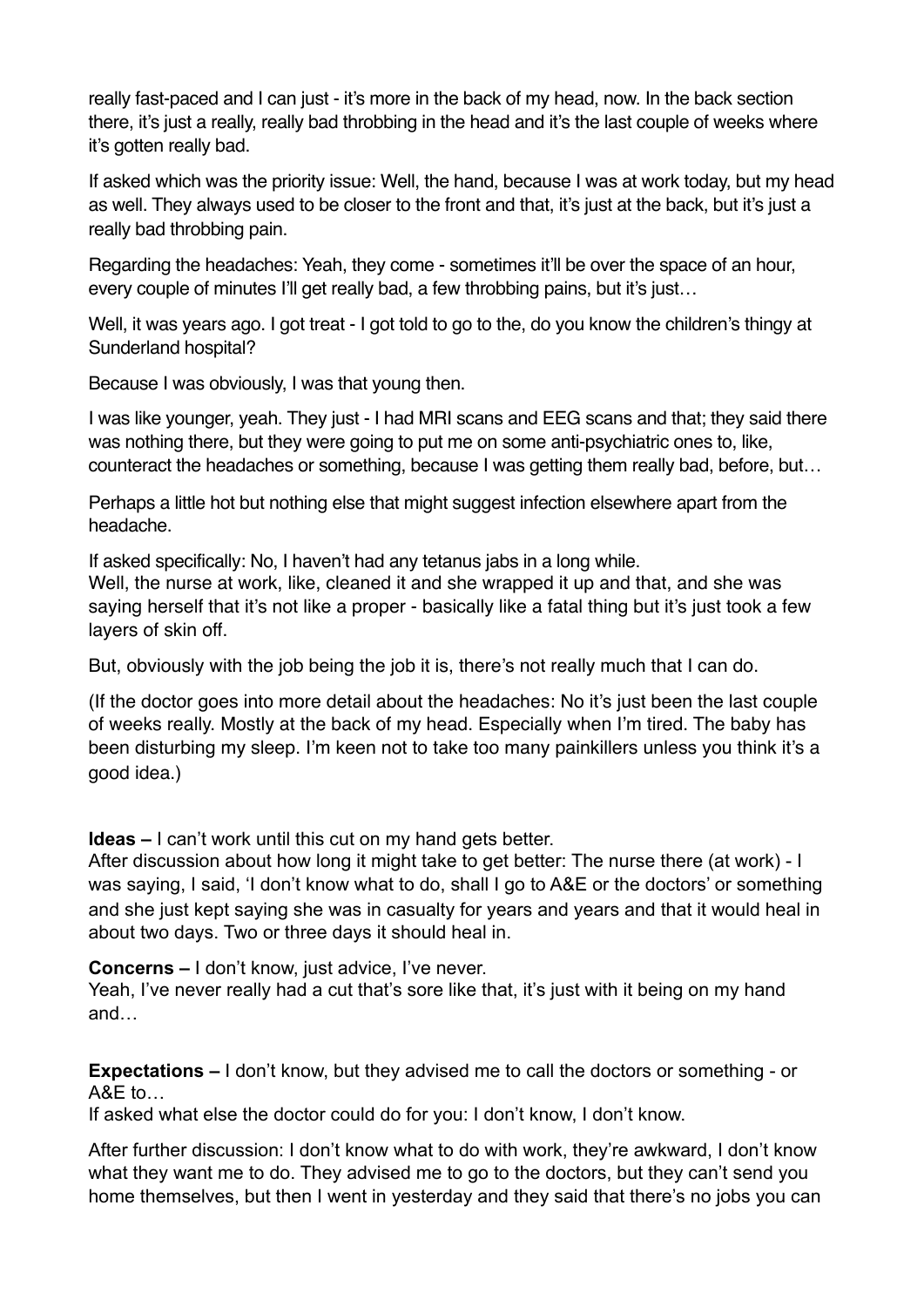really fast-paced and I can just - it's more in the back of my head, now. In the back section there, it's just a really, really bad throbbing in the head and it's the last couple of weeks where it's gotten really bad.

If asked which was the priority issue: Well, the hand, because I was at work today, but my head as well. They always used to be closer to the front and that, it's just at the back, but it's just a really bad throbbing pain.

Regarding the headaches: Yeah, they come - sometimes it'll be over the space of an hour, every couple of minutes I'll get really bad, a few throbbing pains, but it's just…

Well, it was years ago. I got treat - I got told to go to the, do you know the children's thingy at Sunderland hospital?

Because I was obviously, I was that young then.

I was like younger, yeah. They just - I had MRI scans and EEG scans and that; they said there was nothing there, but they were going to put me on some anti-psychiatric ones to, like, counteract the headaches or something, because I was getting them really bad, before, but…

Perhaps a little hot but nothing else that might suggest infection elsewhere apart from the headache.

If asked specifically: No, I haven't had any tetanus jabs in a long while.
Well, the nurse at work, like, cleaned it and she wrapped it up and that, and she was saying herself that it's not like a proper - basically like a fatal thing but it's just took a few layers of skin off.

But, obviously with the job being the job it is, there's not really much that I can do.

(If the doctor goes into more detail about the headaches: No it's just been the last couple of weeks really. Mostly at the back of my head. Especially when I'm tired. The baby has been disturbing my sleep. I'm keen not to take too many painkillers unless you think it's a good idea.)

**Ideas –** I can't work until this cut on my hand gets better.
After discussion about how long it might take to get better: The nurse there (at work) - I was saying, I said, 'I don't know what to do, shall I go to A&E or the doctors' or something and she just kept saying she was in casualty for years and years and that it would heal in about two days. Two or three days it should heal in.

**Concerns –** I don't know, just advice, I've never.
Yeah, I've never really had a cut that's sore like that, it's just with it being on my hand and…

**Expectations –** I don't know, but they advised me to call the doctors or something - or A&E to…
If asked what else the doctor could do for you: I don't know, I don't know.

After further discussion: I don't know what to do with work, they're awkward, I don't know what they want me to do. They advised me to go to the doctors, but they can't send you home themselves, but then I went in yesterday and they said that there's no jobs you can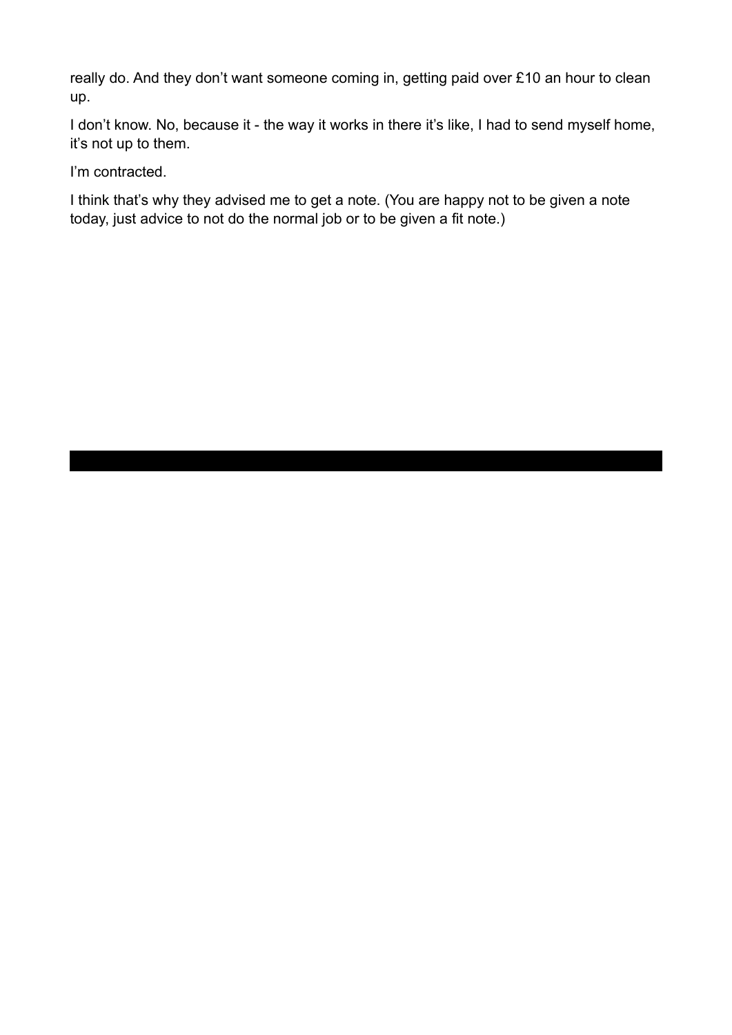really do. And they don't want someone coming in, getting paid over £10 an hour to clean up.

I don't know. No, because it - the way it works in there it's like, I had to send myself home, it's not up to them.

I'm contracted.

I think that's why they advised me to get a note. (You are happy not to be given a note today, just advice to not do the normal job or to be given a fit note.)